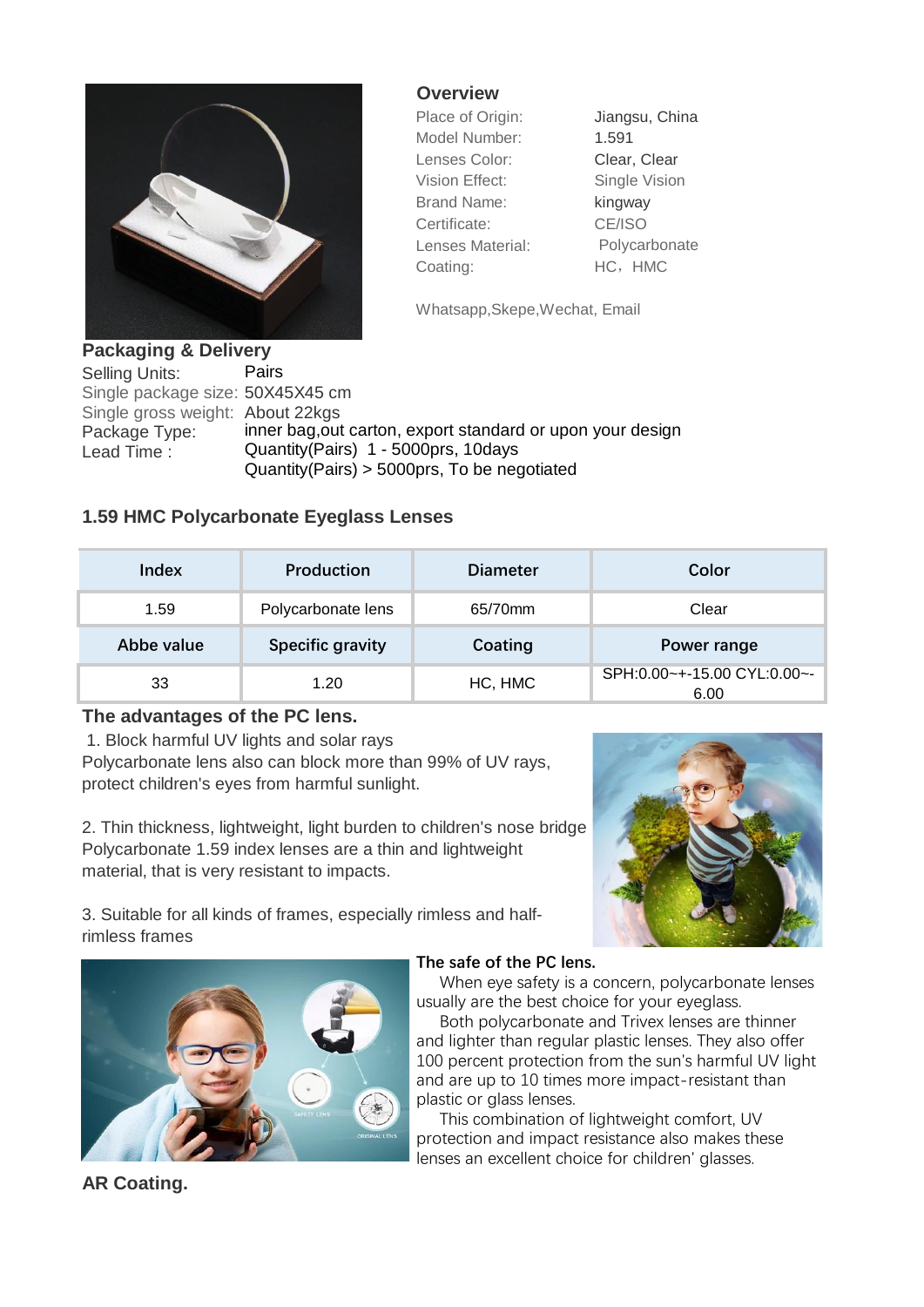## Overview

| | |
|---|---|
| Place of Origin: | Jiangsu, China |
| Model Number: | 1.591 |
| Lenses Color: | Clear, Clear |
| Vision Effect: | Single Vision |
| Brand Name: | kingway |
| Certificate: | CE/ISO |
| Lenses Material: | Polycarbonate |
| Coating: | HC，HMC |

Whatsapp,Skepe,Wechat, Email

## Packaging & Delivery

| | |
|---|---|
| Selling Units: | Pairs |
| Single package size: | 50X45X45 cm |
| Single gross weight: | About 22kgs |
| Package Type: | inner bag,out carton, export standard or upon your design |
| Lead Time : | Quantity(Pairs) 1 - 5000prs, 10days<br>Quantity(Pairs) > 5000prs, To be negotiated |

## 1.59 HMC Polycarbonate Eyeglass Lenses

| Index | Production | Diameter | Color |
|---|---|---|---|
| 1.59 | Polycarbonate lens | 65/70mm | Clear |
| **Abbe value** | **Specific gravity** | **Coating** | **Power range** |
| 33 | 1.20 | HC, HMC | SPH:0.00~+-15.00 CYL:0.00~-6.00 |

## The advantages of the PC lens.

1. Block harmful UV lights and solar rays

Polycarbonate lens also can block more than 99% of UV rays, protect children's eyes from harmful sunlight.

2. Thin thickness, lightweight, light burden to children's nose bridge

Polycarbonate 1.59 index lenses are a thin and lightweight material, that is very resistant to impacts.

3. Suitable for all kinds of frames, especially rimless and half-rimless frames

**The safe of the PC lens.**

When eye safety is a concern, polycarbonate lenses usually are the best choice for your eyeglass.

Both polycarbonate and Trivex lenses are thinner and lighter than regular plastic lenses. They also offer 100 percent protection from the sun's harmful UV light and are up to 10 times more impact-resistant than plastic or glass lenses.

This combination of lightweight comfort, UV protection and impact resistance also makes these lenses an excellent choice for children' glasses.

## AR Coating.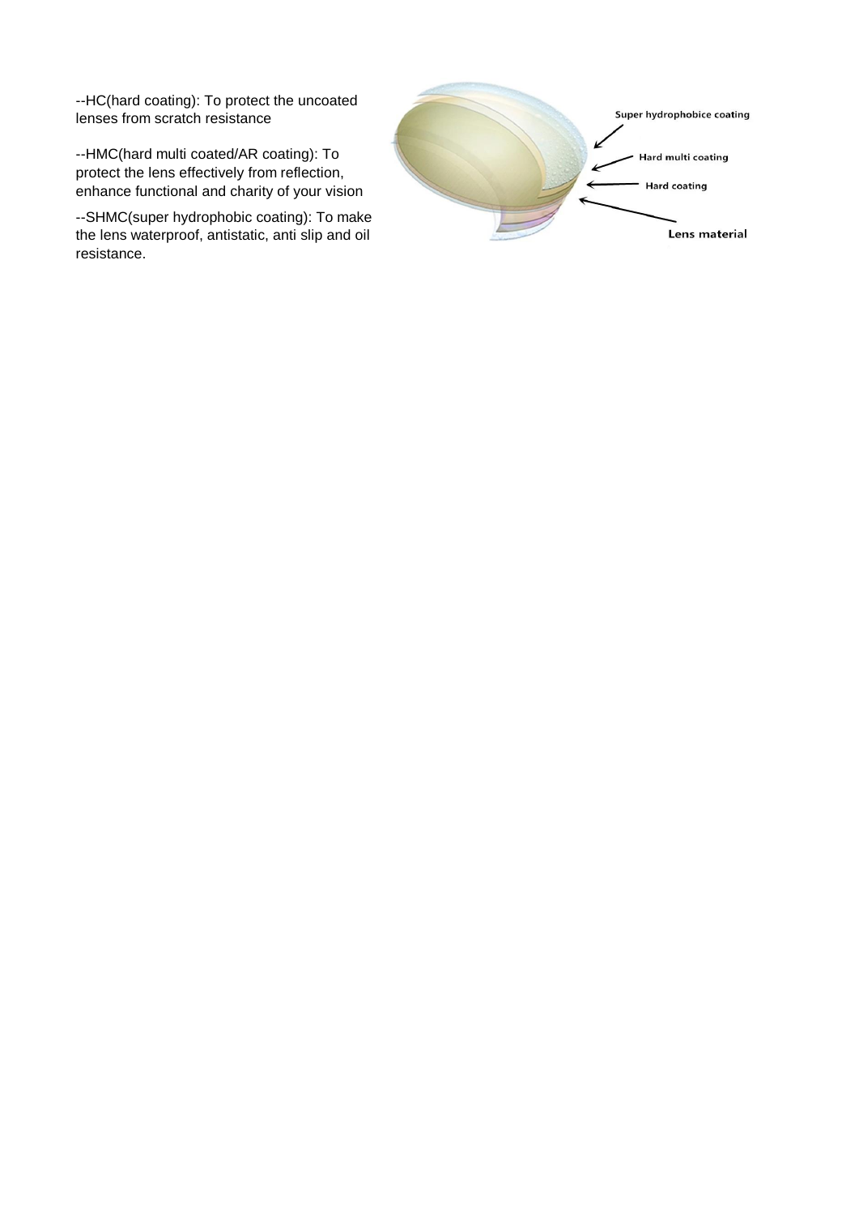--HC(hard coating): To protect the uncoated lenses from scratch resistance

--HMC(hard multi coated/AR coating): To protect the lens effectively from reflection, enhance functional and charity of your vision

--SHMC(super hydrophobic coating): To make the lens waterproof, antistatic, anti slip and oil resistance.

Super hydrophobice coating

Hard multi coating

Hard coating

Lens material